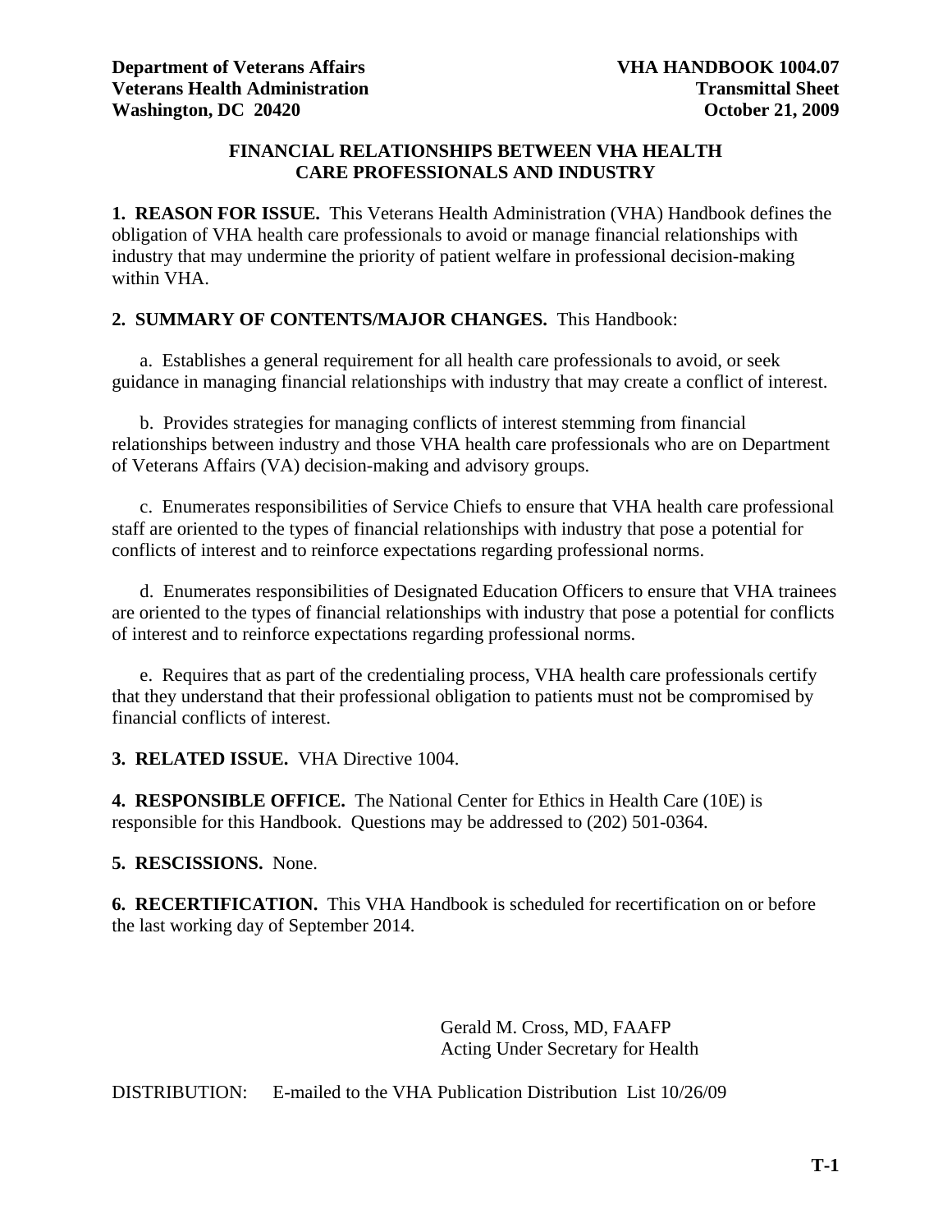**Department of Veterans Affairs**
**Veterans Health Administration**
**Washington, DC 20420**

**VHA HANDBOOK 1004.07**
**Transmittal Sheet**
**October 21, 2009**

## FINANCIAL RELATIONSHIPS BETWEEN VHA HEALTH CARE PROFESSIONALS AND INDUSTRY

**1. REASON FOR ISSUE.** This Veterans Health Administration (VHA) Handbook defines the obligation of VHA health care professionals to avoid or manage financial relationships with industry that may undermine the priority of patient welfare in professional decision-making within VHA.

**2. SUMMARY OF CONTENTS/MAJOR CHANGES.** This Handbook:

a. Establishes a general requirement for all health care professionals to avoid, or seek guidance in managing financial relationships with industry that may create a conflict of interest.

b. Provides strategies for managing conflicts of interest stemming from financial relationships between industry and those VHA health care professionals who are on Department of Veterans Affairs (VA) decision-making and advisory groups.

c. Enumerates responsibilities of Service Chiefs to ensure that VHA health care professional staff are oriented to the types of financial relationships with industry that pose a potential for conflicts of interest and to reinforce expectations regarding professional norms.

d. Enumerates responsibilities of Designated Education Officers to ensure that VHA trainees are oriented to the types of financial relationships with industry that pose a potential for conflicts of interest and to reinforce expectations regarding professional norms.

e. Requires that as part of the credentialing process, VHA health care professionals certify that they understand that their professional obligation to patients must not be compromised by financial conflicts of interest.

**3. RELATED ISSUE.** VHA Directive 1004.

**4. RESPONSIBLE OFFICE.** The National Center for Ethics in Health Care (10E) is responsible for this Handbook. Questions may be addressed to (202) 501-0364.

**5. RESCISSIONS.** None.

**6. RECERTIFICATION.** This VHA Handbook is scheduled for recertification on or before the last working day of September 2014.

Gerald M. Cross, MD, FAAFP
Acting Under Secretary for Health

DISTRIBUTION: E-mailed to the VHA Publication Distribution List 10/26/09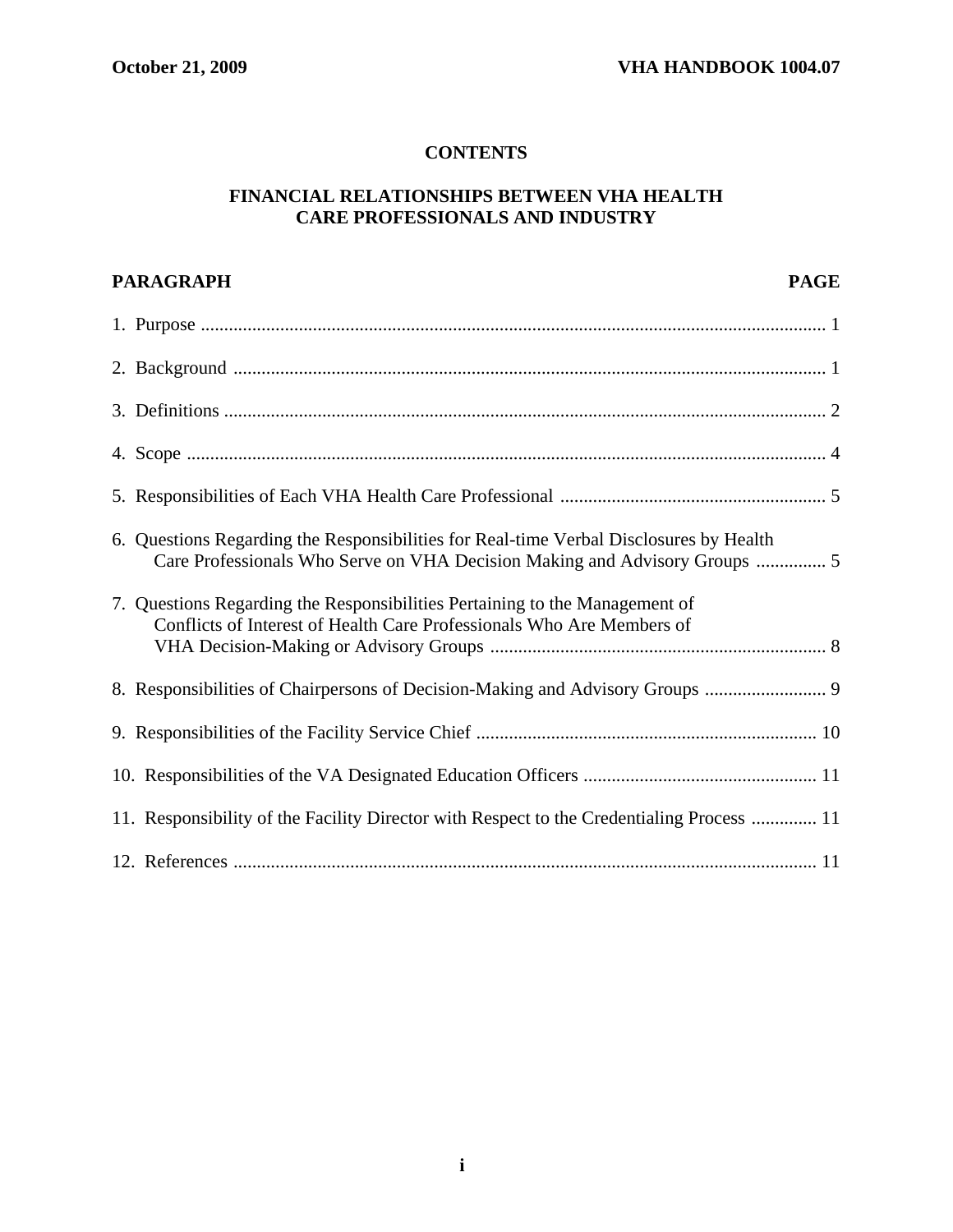# CONTENTS

## FINANCIAL RELATIONSHIPS BETWEEN VHA HEALTH CARE PROFESSIONALS AND INDUSTRY

| PARAGRAPH | PAGE |
|---|---|
| 1. Purpose | 1 |
| 2. Background | 1 |
| 3. Definitions | 2 |
| 4. Scope | 4 |
| 5. Responsibilities of Each VHA Health Care Professional | 5 |
| 6. Questions Regarding the Responsibilities for Real-time Verbal Disclosures by Health Care Professionals Who Serve on VHA Decision Making and Advisory Groups | 5 |
| 7. Questions Regarding the Responsibilities Pertaining to the Management of Conflicts of Interest of Health Care Professionals Who Are Members of VHA Decision-Making or Advisory Groups | 8 |
| 8. Responsibilities of Chairpersons of Decision-Making and Advisory Groups | 9 |
| 9. Responsibilities of the Facility Service Chief | 10 |
| 10. Responsibilities of the VA Designated Education Officers | 11 |
| 11. Responsibility of the Facility Director with Respect to the Credentialing Process | 11 |
| 12. References | 11 |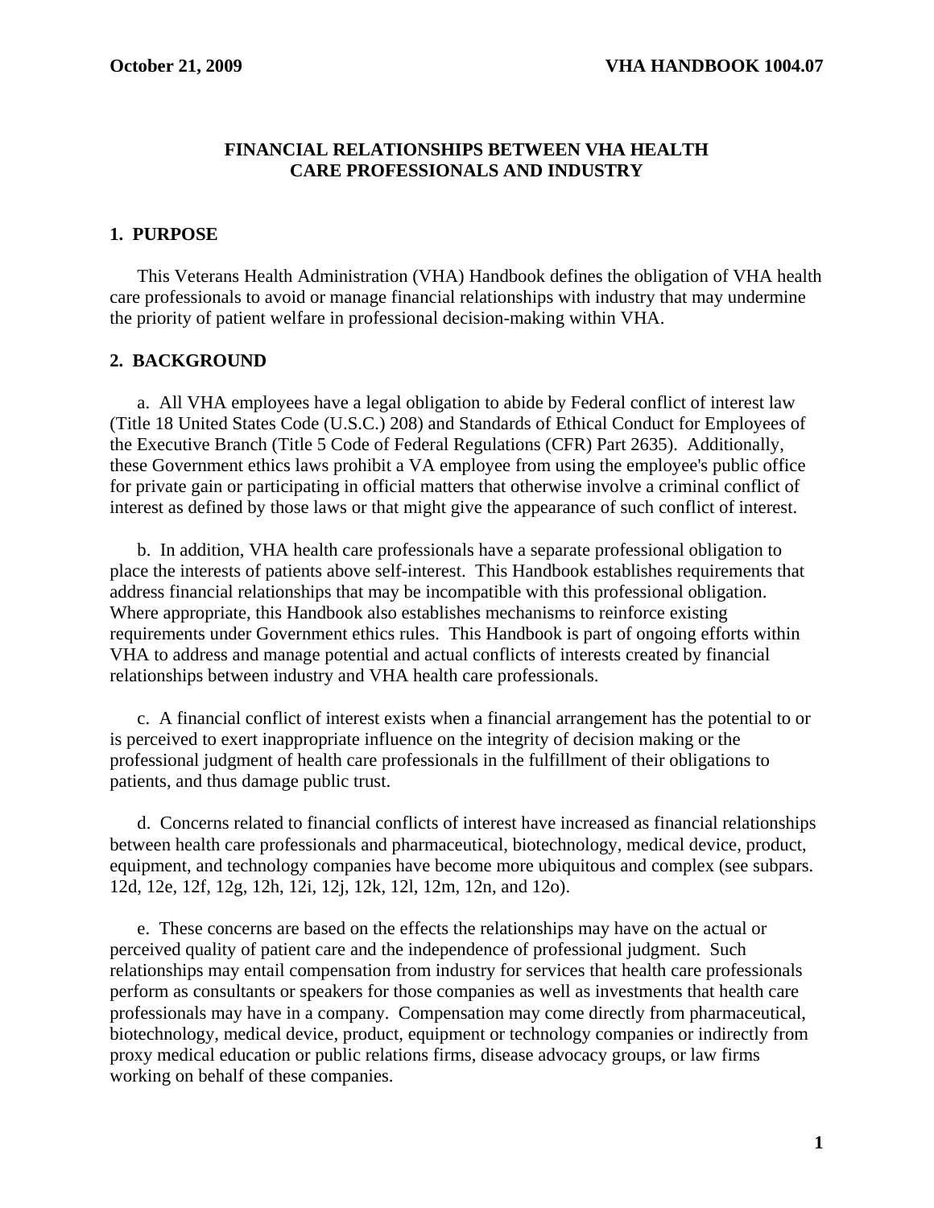## FINANCIAL RELATIONSHIPS BETWEEN VHA HEALTH CARE PROFESSIONALS AND INDUSTRY

### 1. PURPOSE

This Veterans Health Administration (VHA) Handbook defines the obligation of VHA health care professionals to avoid or manage financial relationships with industry that may undermine the priority of patient welfare in professional decision-making within VHA.

### 2. BACKGROUND

a. All VHA employees have a legal obligation to abide by Federal conflict of interest law (Title 18 United States Code (U.S.C.) 208) and Standards of Ethical Conduct for Employees of the Executive Branch (Title 5 Code of Federal Regulations (CFR) Part 2635). Additionally, these Government ethics laws prohibit a VA employee from using the employee's public office for private gain or participating in official matters that otherwise involve a criminal conflict of interest as defined by those laws or that might give the appearance of such conflict of interest.

b. In addition, VHA health care professionals have a separate professional obligation to place the interests of patients above self-interest. This Handbook establishes requirements that address financial relationships that may be incompatible with this professional obligation. Where appropriate, this Handbook also establishes mechanisms to reinforce existing requirements under Government ethics rules. This Handbook is part of ongoing efforts within VHA to address and manage potential and actual conflicts of interests created by financial relationships between industry and VHA health care professionals.

c. A financial conflict of interest exists when a financial arrangement has the potential to or is perceived to exert inappropriate influence on the integrity of decision making or the professional judgment of health care professionals in the fulfillment of their obligations to patients, and thus damage public trust.

d. Concerns related to financial conflicts of interest have increased as financial relationships between health care professionals and pharmaceutical, biotechnology, medical device, product, equipment, and technology companies have become more ubiquitous and complex (see subpars. 12d, 12e, 12f, 12g, 12h, 12i, 12j, 12k, 12l, 12m, 12n, and 12o).

e. These concerns are based on the effects the relationships may have on the actual or perceived quality of patient care and the independence of professional judgment. Such relationships may entail compensation from industry for services that health care professionals perform as consultants or speakers for those companies as well as investments that health care professionals may have in a company. Compensation may come directly from pharmaceutical, biotechnology, medical device, product, equipment or technology companies or indirectly from proxy medical education or public relations firms, disease advocacy groups, or law firms working on behalf of these companies.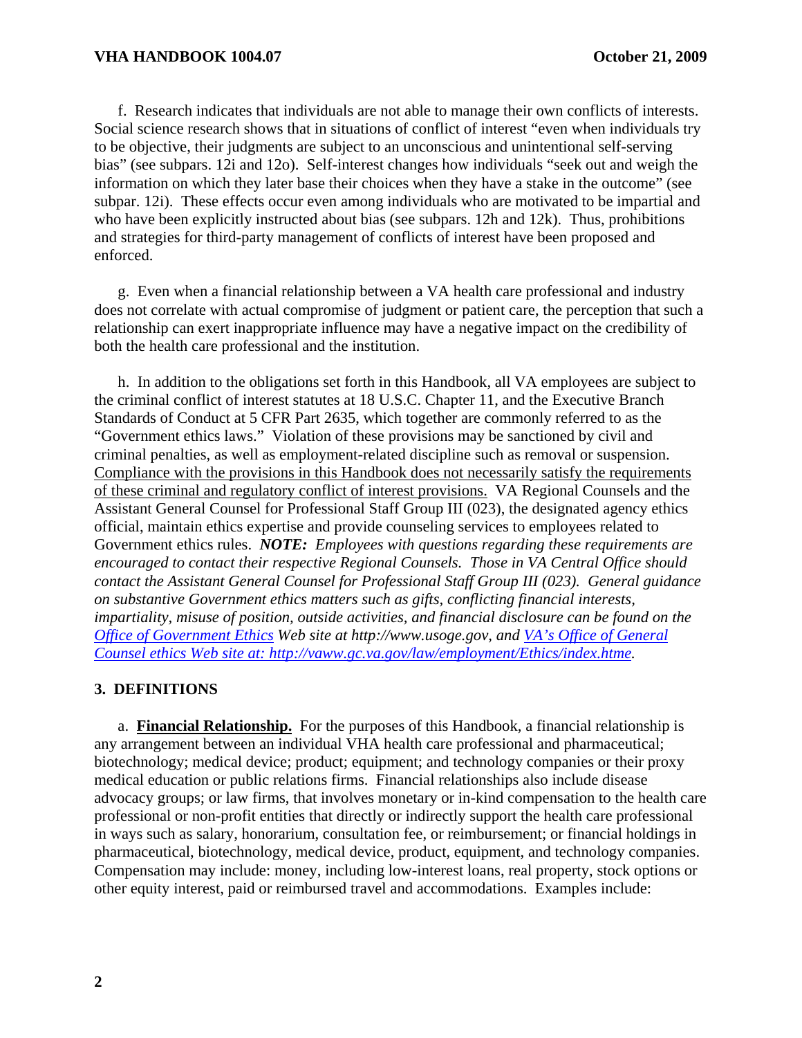f. Research indicates that individuals are not able to manage their own conflicts of interests. Social science research shows that in situations of conflict of interest "even when individuals try to be objective, their judgments are subject to an unconscious and unintentional self-serving bias" (see subpars. 12i and 12o). Self-interest changes how individuals "seek out and weigh the information on which they later base their choices when they have a stake in the outcome" (see subpar. 12i). These effects occur even among individuals who are motivated to be impartial and who have been explicitly instructed about bias (see subpars. 12h and 12k). Thus, prohibitions and strategies for third-party management of conflicts of interest have been proposed and enforced.

g. Even when a financial relationship between a VA health care professional and industry does not correlate with actual compromise of judgment or patient care, the perception that such a relationship can exert inappropriate influence may have a negative impact on the credibility of both the health care professional and the institution.

h. In addition to the obligations set forth in this Handbook, all VA employees are subject to the criminal conflict of interest statutes at 18 U.S.C. Chapter 11, and the Executive Branch Standards of Conduct at 5 CFR Part 2635, which together are commonly referred to as the "Government ethics laws." Violation of these provisions may be sanctioned by civil and criminal penalties, as well as employment-related discipline such as removal or suspension. <u>Compliance with the provisions in this Handbook does not necessarily satisfy the requirements of these criminal and regulatory conflict of interest provisions.</u> VA Regional Counsels and the Assistant General Counsel for Professional Staff Group III (023), the designated agency ethics official, maintain ethics expertise and provide counseling services to employees related to Government ethics rules. ***NOTE:*** *Employees with questions regarding these requirements are encouraged to contact their respective Regional Counsels. Those in VA Central Office should contact the Assistant General Counsel for Professional Staff Group III (023). General guidance on substantive Government ethics matters such as gifts, conflicting financial interests, impartiality, misuse of position, outside activities, and financial disclosure can be found on the [Office of Government Ethics](http://www.usoge.gov) Web site at http://www.usoge.gov, and [VA's Office of General Counsel ethics Web site at: http://vaww.gc.va.gov/law/employment/Ethics/index.htme](http://vaww.gc.va.gov/law/employment/Ethics/index.htme).*

## 3. DEFINITIONS

a. **<u>Financial Relationship.</u>** For the purposes of this Handbook, a financial relationship is any arrangement between an individual VHA health care professional and pharmaceutical; biotechnology; medical device; product; equipment; and technology companies or their proxy medical education or public relations firms. Financial relationships also include disease advocacy groups; or law firms, that involves monetary or in-kind compensation to the health care professional or non-profit entities that directly or indirectly support the health care professional in ways such as salary, honorarium, consultation fee, or reimbursement; or financial holdings in pharmaceutical, biotechnology, medical device, product, equipment, and technology companies. Compensation may include: money, including low-interest loans, real property, stock options or other equity interest, paid or reimbursed travel and accommodations. Examples include: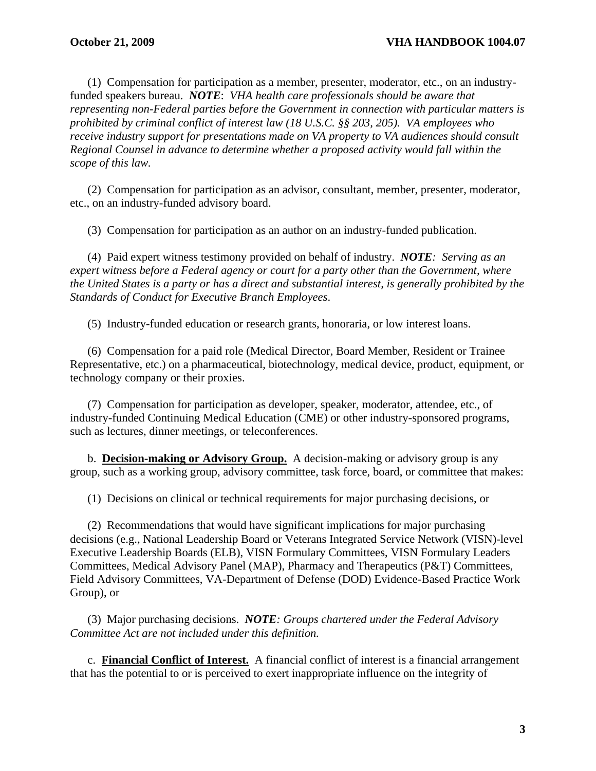(1) Compensation for participation as a member, presenter, moderator, etc., on an industry-funded speakers bureau. ***NOTE***: *VHA health care professionals should be aware that representing non-Federal parties before the Government in connection with particular matters is prohibited by criminal conflict of interest law (18 U.S.C. §§ 203, 205). VA employees who receive industry support for presentations made on VA property to VA audiences should consult Regional Counsel in advance to determine whether a proposed activity would fall within the scope of this law.*

(2) Compensation for participation as an advisor, consultant, member, presenter, moderator, etc., on an industry-funded advisory board.

(3) Compensation for participation as an author on an industry-funded publication.

(4) Paid expert witness testimony provided on behalf of industry. ***NOTE****: Serving as an expert witness before a Federal agency or court for a party other than the Government, where the United States is a party or has a direct and substantial interest, is generally prohibited by the Standards of Conduct for Executive Branch Employees.*

(5) Industry-funded education or research grants, honoraria, or low interest loans.

(6) Compensation for a paid role (Medical Director, Board Member, Resident or Trainee Representative, etc.) on a pharmaceutical, biotechnology, medical device, product, equipment, or technology company or their proxies.

(7) Compensation for participation as developer, speaker, moderator, attendee, etc., of industry-funded Continuing Medical Education (CME) or other industry-sponsored programs, such as lectures, dinner meetings, or teleconferences.

b. **Decision-making or Advisory Group.** A decision-making or advisory group is any group, such as a working group, advisory committee, task force, board, or committee that makes:

(1) Decisions on clinical or technical requirements for major purchasing decisions, or

(2) Recommendations that would have significant implications for major purchasing decisions (e.g., National Leadership Board or Veterans Integrated Service Network (VISN)-level Executive Leadership Boards (ELB), VISN Formulary Committees, VISN Formulary Leaders Committees, Medical Advisory Panel (MAP), Pharmacy and Therapeutics (P&T) Committees, Field Advisory Committees, VA-Department of Defense (DOD) Evidence-Based Practice Work Group), or

(3) Major purchasing decisions. ***NOTE****: Groups chartered under the Federal Advisory Committee Act are not included under this definition.*

c. **Financial Conflict of Interest.** A financial conflict of interest is a financial arrangement that has the potential to or is perceived to exert inappropriate influence on the integrity of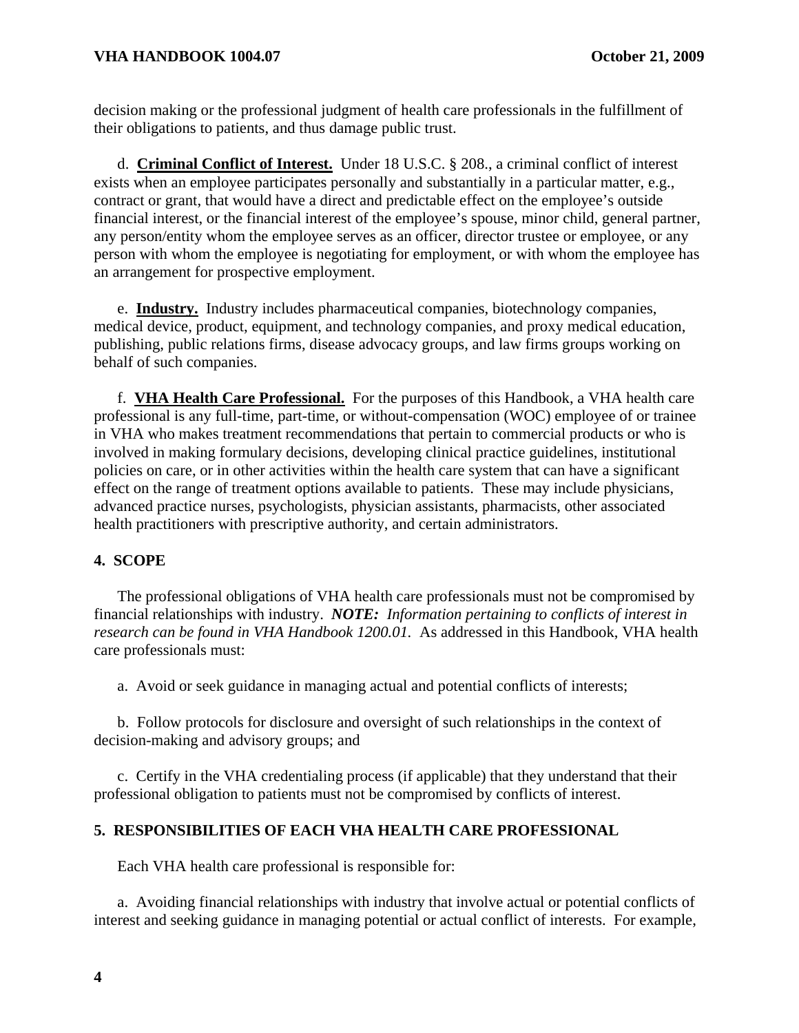decision making or the professional judgment of health care professionals in the fulfillment of their obligations to patients, and thus damage public trust.

d. **Criminal Conflict of Interest.** Under 18 U.S.C. § 208., a criminal conflict of interest exists when an employee participates personally and substantially in a particular matter, e.g., contract or grant, that would have a direct and predictable effect on the employee's outside financial interest, or the financial interest of the employee's spouse, minor child, general partner, any person/entity whom the employee serves as an officer, director trustee or employee, or any person with whom the employee is negotiating for employment, or with whom the employee has an arrangement for prospective employment.

e. **Industry.** Industry includes pharmaceutical companies, biotechnology companies, medical device, product, equipment, and technology companies, and proxy medical education, publishing, public relations firms, disease advocacy groups, and law firms groups working on behalf of such companies.

f. **VHA Health Care Professional.** For the purposes of this Handbook, a VHA health care professional is any full-time, part-time, or without-compensation (WOC) employee of or trainee in VHA who makes treatment recommendations that pertain to commercial products or who is involved in making formulary decisions, developing clinical practice guidelines, institutional policies on care, or in other activities within the health care system that can have a significant effect on the range of treatment options available to patients. These may include physicians, advanced practice nurses, psychologists, physician assistants, pharmacists, other associated health practitioners with prescriptive authority, and certain administrators.

## 4. SCOPE

The professional obligations of VHA health care professionals must not be compromised by financial relationships with industry. ***NOTE:*** *Information pertaining to conflicts of interest in research can be found in VHA Handbook 1200.01.* As addressed in this Handbook, VHA health care professionals must:

a. Avoid or seek guidance in managing actual and potential conflicts of interests;

b. Follow protocols for disclosure and oversight of such relationships in the context of decision-making and advisory groups; and

c. Certify in the VHA credentialing process (if applicable) that they understand that their professional obligation to patients must not be compromised by conflicts of interest.

## 5. RESPONSIBILITIES OF EACH VHA HEALTH CARE PROFESSIONAL

Each VHA health care professional is responsible for:

a. Avoiding financial relationships with industry that involve actual or potential conflicts of interest and seeking guidance in managing potential or actual conflict of interests. For example,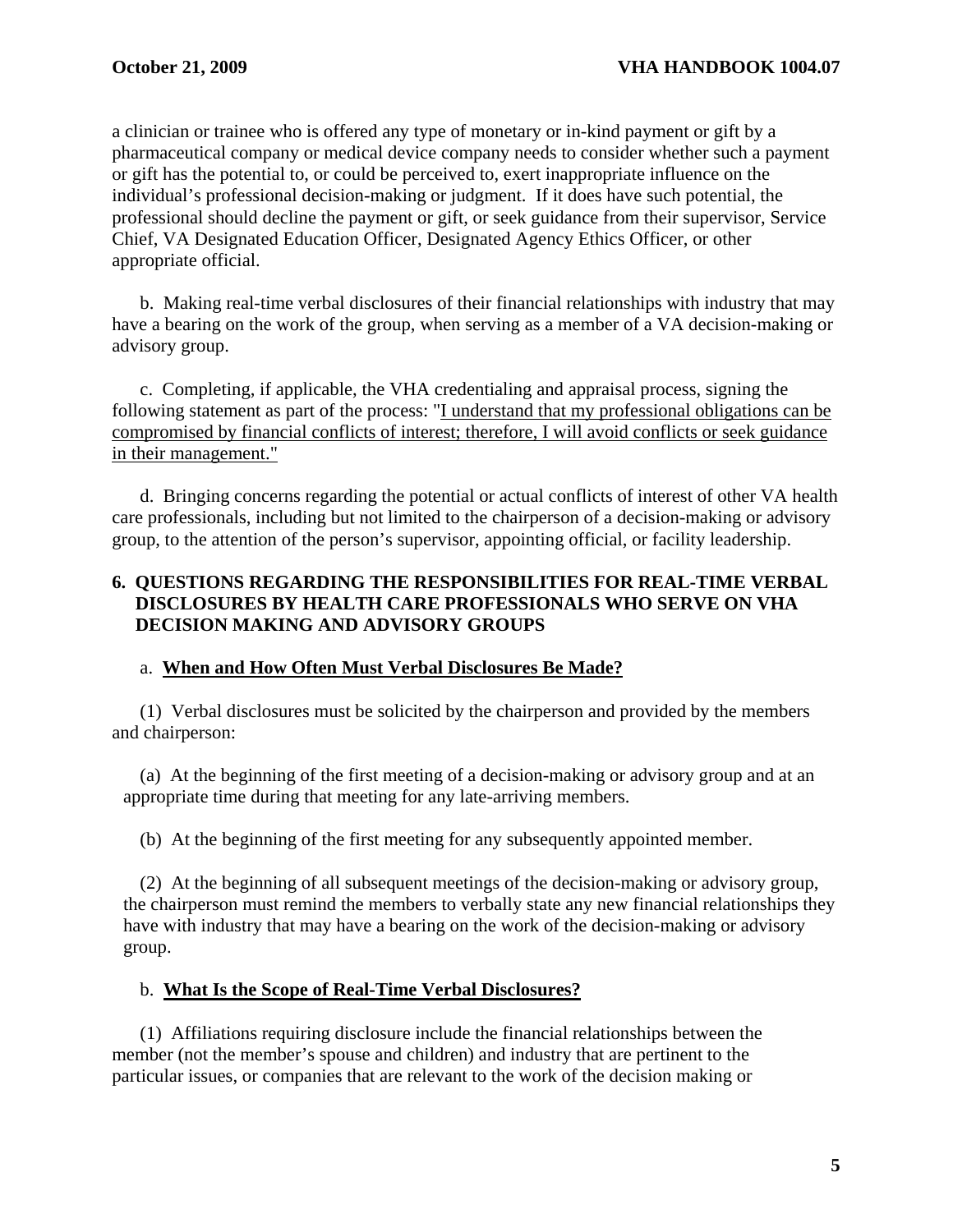a clinician or trainee who is offered any type of monetary or in-kind payment or gift by a pharmaceutical company or medical device company needs to consider whether such a payment or gift has the potential to, or could be perceived to, exert inappropriate influence on the individual's professional decision-making or judgment. If it does have such potential, the professional should decline the payment or gift, or seek guidance from their supervisor, Service Chief, VA Designated Education Officer, Designated Agency Ethics Officer, or other appropriate official.

b. Making real-time verbal disclosures of their financial relationships with industry that may have a bearing on the work of the group, when serving as a member of a VA decision-making or advisory group.

c. Completing, if applicable, the VHA credentialing and appraisal process, signing the following statement as part of the process: "<u>I understand that my professional obligations can be compromised by financial conflicts of interest; therefore, I will avoid conflicts or seek guidance in their management.</u>"

d. Bringing concerns regarding the potential or actual conflicts of interest of other VA health care professionals, including but not limited to the chairperson of a decision-making or advisory group, to the attention of the person's supervisor, appointing official, or facility leadership.

## 6. QUESTIONS REGARDING THE RESPONSIBILITIES FOR REAL-TIME VERBAL DISCLOSURES BY HEALTH CARE PROFESSIONALS WHO SERVE ON VHA DECISION MAKING AND ADVISORY GROUPS

a. **<u>When and How Often Must Verbal Disclosures Be Made?</u>**

(1) Verbal disclosures must be solicited by the chairperson and provided by the members and chairperson:

(a) At the beginning of the first meeting of a decision-making or advisory group and at an appropriate time during that meeting for any late-arriving members.

(b) At the beginning of the first meeting for any subsequently appointed member.

(2) At the beginning of all subsequent meetings of the decision-making or advisory group, the chairperson must remind the members to verbally state any new financial relationships they have with industry that may have a bearing on the work of the decision-making or advisory group.

b. **<u>What Is the Scope of Real-Time Verbal Disclosures?</u>**

(1) Affiliations requiring disclosure include the financial relationships between the member (not the member's spouse and children) and industry that are pertinent to the particular issues, or companies that are relevant to the work of the decision making or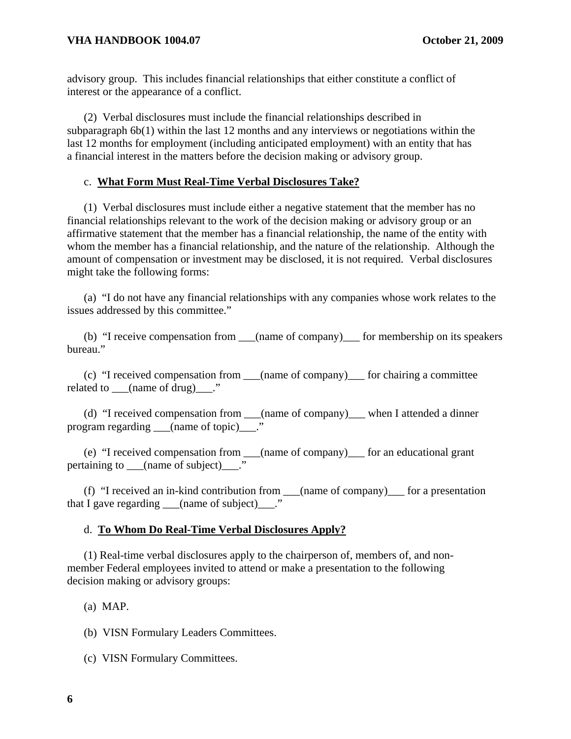advisory group. This includes financial relationships that either constitute a conflict of interest or the appearance of a conflict.

(2) Verbal disclosures must include the financial relationships described in subparagraph 6b(1) within the last 12 months and any interviews or negotiations within the last 12 months for employment (including anticipated employment) with an entity that has a financial interest in the matters before the decision making or advisory group.

c. **<u>What Form Must Real-Time Verbal Disclosures Take?</u>**

(1) Verbal disclosures must include either a negative statement that the member has no financial relationships relevant to the work of the decision making or advisory group or an affirmative statement that the member has a financial relationship, the name of the entity with whom the member has a financial relationship, and the nature of the relationship. Although the amount of compensation or investment may be disclosed, it is not required. Verbal disclosures might take the following forms:

(a) "I do not have any financial relationships with any companies whose work relates to the issues addressed by this committee."

(b) "I receive compensation from ___(name of company)___ for membership on its speakers bureau."

(c) "I received compensation from ___(name of company)___ for chairing a committee related to ___(name of drug)___."

(d) "I received compensation from ___(name of company)___ when I attended a dinner program regarding ___(name of topic)___."

(e) "I received compensation from ___(name of company)___ for an educational grant pertaining to ___(name of subject)___."

(f) "I received an in-kind contribution from ___(name of company)___ for a presentation that I gave regarding ___(name of subject)___."

d. **<u>To Whom Do Real-Time Verbal Disclosures Apply?</u>**

(1) Real-time verbal disclosures apply to the chairperson of, members of, and non-member Federal employees invited to attend or make a presentation to the following decision making or advisory groups:

(a) MAP.

(b) VISN Formulary Leaders Committees.

(c) VISN Formulary Committees.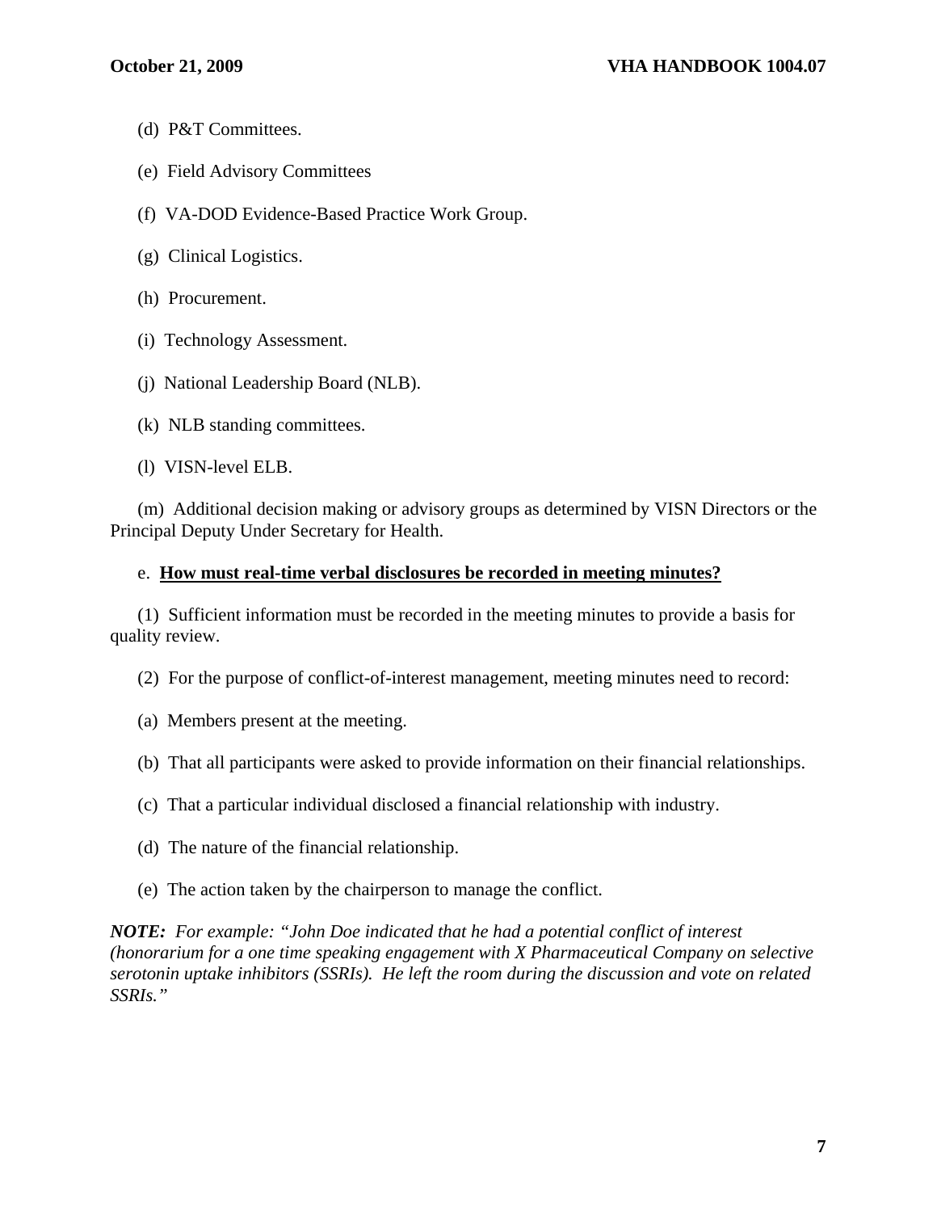(d) P&T Committees.

(e) Field Advisory Committees

(f) VA-DOD Evidence-Based Practice Work Group.

(g) Clinical Logistics.

(h) Procurement.

(i) Technology Assessment.

(j) National Leadership Board (NLB).

(k) NLB standing committees.

(l) VISN-level ELB.

(m) Additional decision making or advisory groups as determined by VISN Directors or the Principal Deputy Under Secretary for Health.

e. **<u>How must real-time verbal disclosures be recorded in meeting minutes?</u>**

(1) Sufficient information must be recorded in the meeting minutes to provide a basis for quality review.

(2) For the purpose of conflict-of-interest management, meeting minutes need to record:

(a) Members present at the meeting.

(b) That all participants were asked to provide information on their financial relationships.

(c) That a particular individual disclosed a financial relationship with industry.

(d) The nature of the financial relationship.

(e) The action taken by the chairperson to manage the conflict.

***NOTE:** For example: "John Doe indicated that he had a potential conflict of interest (honorarium for a one time speaking engagement with X Pharmaceutical Company on selective serotonin uptake inhibitors (SSRIs). He left the room during the discussion and vote on related SSRIs."*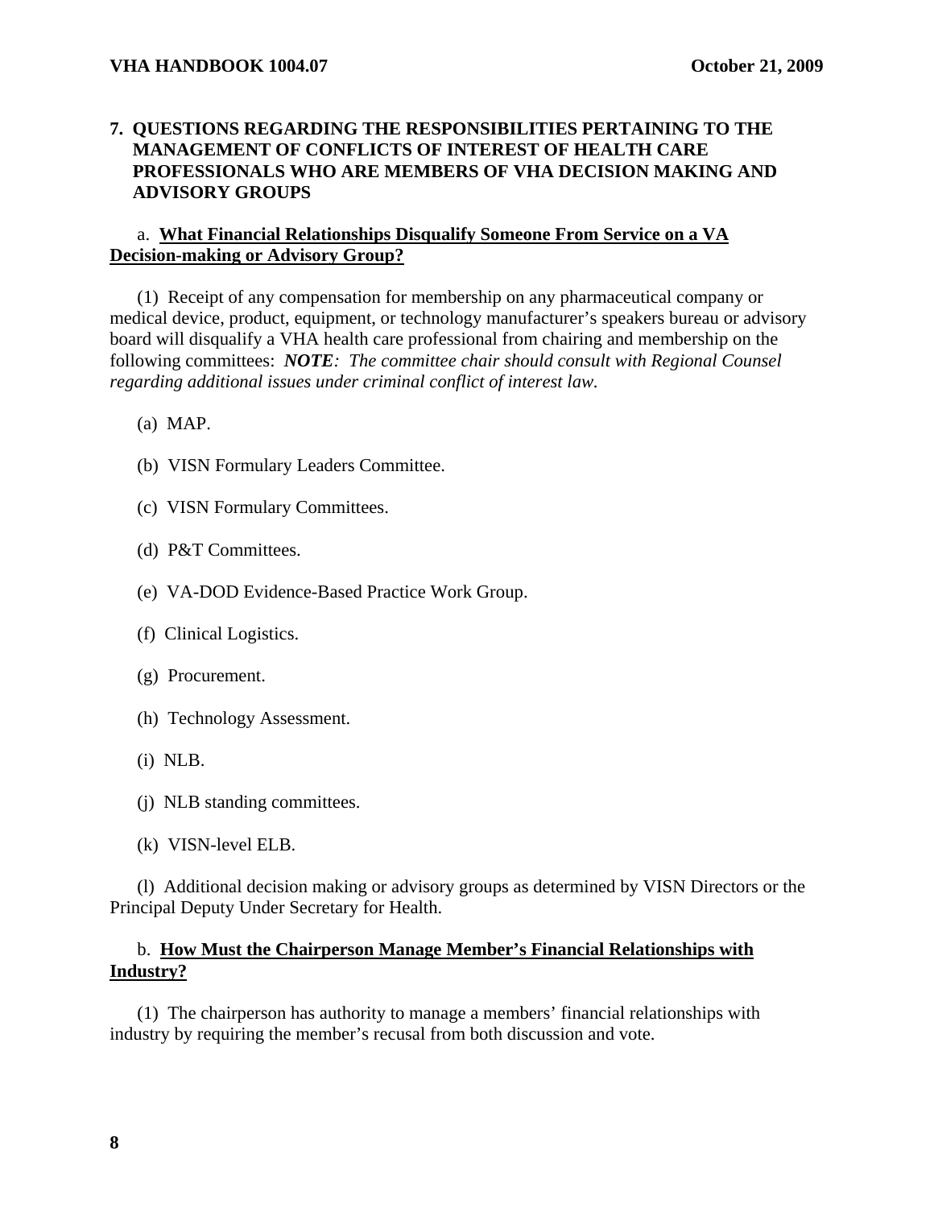## 7. QUESTIONS REGARDING THE RESPONSIBILITIES PERTAINING TO THE MANAGEMENT OF CONFLICTS OF INTEREST OF HEALTH CARE PROFESSIONALS WHO ARE MEMBERS OF VHA DECISION MAKING AND ADVISORY GROUPS

a. **<u>What Financial Relationships Disqualify Someone From Service on a VA Decision-making or Advisory Group?</u>**

(1) Receipt of any compensation for membership on any pharmaceutical company or medical device, product, equipment, or technology manufacturer's speakers bureau or advisory board will disqualify a VHA health care professional from chairing and membership on the following committees: ***NOTE****: The committee chair should consult with Regional Counsel regarding additional issues under criminal conflict of interest law.*

(a) MAP.

(b) VISN Formulary Leaders Committee.

(c) VISN Formulary Committees.

(d) P&T Committees.

(e) VA-DOD Evidence-Based Practice Work Group.

(f) Clinical Logistics.

(g) Procurement.

(h) Technology Assessment.

(i) NLB.

(j) NLB standing committees.

(k) VISN-level ELB.

(l) Additional decision making or advisory groups as determined by VISN Directors or the Principal Deputy Under Secretary for Health.

b. **<u>How Must the Chairperson Manage Member's Financial Relationships with Industry?</u>**

(1) The chairperson has authority to manage a members' financial relationships with industry by requiring the member's recusal from both discussion and vote.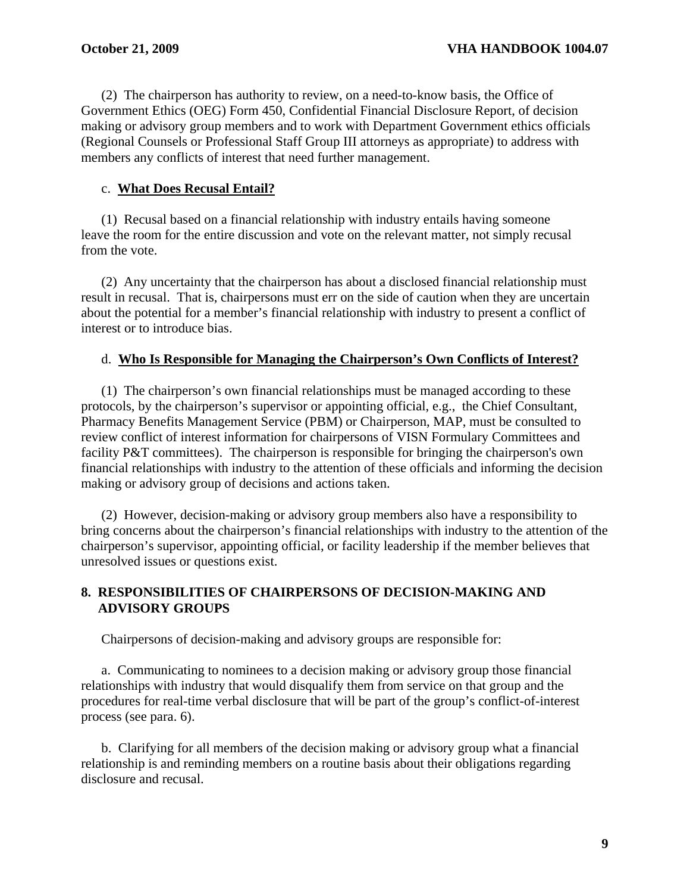(2) The chairperson has authority to review, on a need-to-know basis, the Office of Government Ethics (OEG) Form 450, Confidential Financial Disclosure Report, of decision making or advisory group members and to work with Department Government ethics officials (Regional Counsels or Professional Staff Group III attorneys as appropriate) to address with members any conflicts of interest that need further management.

c. **What Does Recusal Entail?**

(1) Recusal based on a financial relationship with industry entails having someone leave the room for the entire discussion and vote on the relevant matter, not simply recusal from the vote.

(2) Any uncertainty that the chairperson has about a disclosed financial relationship must result in recusal. That is, chairpersons must err on the side of caution when they are uncertain about the potential for a member's financial relationship with industry to present a conflict of interest or to introduce bias.

d. **Who Is Responsible for Managing the Chairperson's Own Conflicts of Interest?**

(1) The chairperson's own financial relationships must be managed according to these protocols, by the chairperson's supervisor or appointing official, e.g., the Chief Consultant, Pharmacy Benefits Management Service (PBM) or Chairperson, MAP, must be consulted to review conflict of interest information for chairpersons of VISN Formulary Committees and facility P&T committees). The chairperson is responsible for bringing the chairperson's own financial relationships with industry to the attention of these officials and informing the decision making or advisory group of decisions and actions taken.

(2) However, decision-making or advisory group members also have a responsibility to bring concerns about the chairperson's financial relationships with industry to the attention of the chairperson's supervisor, appointing official, or facility leadership if the member believes that unresolved issues or questions exist.

## 8. RESPONSIBILITIES OF CHAIRPERSONS OF DECISION-MAKING AND ADVISORY GROUPS

Chairpersons of decision-making and advisory groups are responsible for:

a. Communicating to nominees to a decision making or advisory group those financial relationships with industry that would disqualify them from service on that group and the procedures for real-time verbal disclosure that will be part of the group's conflict-of-interest process (see para. 6).

b. Clarifying for all members of the decision making or advisory group what a financial relationship is and reminding members on a routine basis about their obligations regarding disclosure and recusal.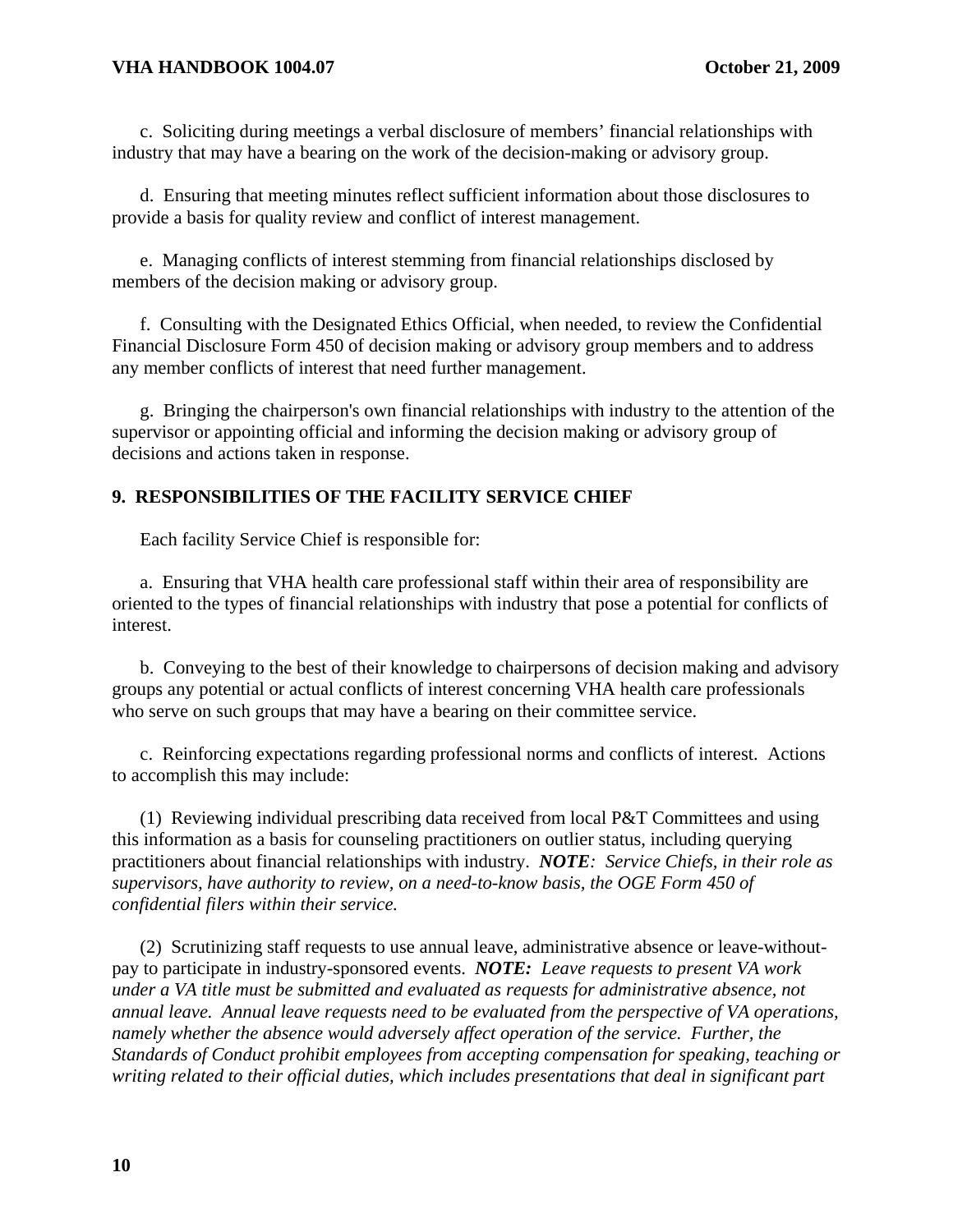c. Soliciting during meetings a verbal disclosure of members' financial relationships with industry that may have a bearing on the work of the decision-making or advisory group.

d. Ensuring that meeting minutes reflect sufficient information about those disclosures to provide a basis for quality review and conflict of interest management.

e. Managing conflicts of interest stemming from financial relationships disclosed by members of the decision making or advisory group.

f. Consulting with the Designated Ethics Official, when needed, to review the Confidential Financial Disclosure Form 450 of decision making or advisory group members and to address any member conflicts of interest that need further management.

g. Bringing the chairperson's own financial relationships with industry to the attention of the supervisor or appointing official and informing the decision making or advisory group of decisions and actions taken in response.

## 9. RESPONSIBILITIES OF THE FACILITY SERVICE CHIEF

Each facility Service Chief is responsible for:

a. Ensuring that VHA health care professional staff within their area of responsibility are oriented to the types of financial relationships with industry that pose a potential for conflicts of interest.

b. Conveying to the best of their knowledge to chairpersons of decision making and advisory groups any potential or actual conflicts of interest concerning VHA health care professionals who serve on such groups that may have a bearing on their committee service.

c. Reinforcing expectations regarding professional norms and conflicts of interest. Actions to accomplish this may include:

(1) Reviewing individual prescribing data received from local P&T Committees and using this information as a basis for counseling practitioners on outlier status, including querying practitioners about financial relationships with industry. ***NOTE****: Service Chiefs, in their role as supervisors, have authority to review, on a need-to-know basis, the OGE Form 450 of confidential filers within their service.*

(2) Scrutinizing staff requests to use annual leave, administrative absence or leave-without-pay to participate in industry-sponsored events. ***NOTE:*** *Leave requests to present VA work under a VA title must be submitted and evaluated as requests for administrative absence, not annual leave. Annual leave requests need to be evaluated from the perspective of VA operations, namely whether the absence would adversely affect operation of the service. Further, the Standards of Conduct prohibit employees from accepting compensation for speaking, teaching or writing related to their official duties, which includes presentations that deal in significant part*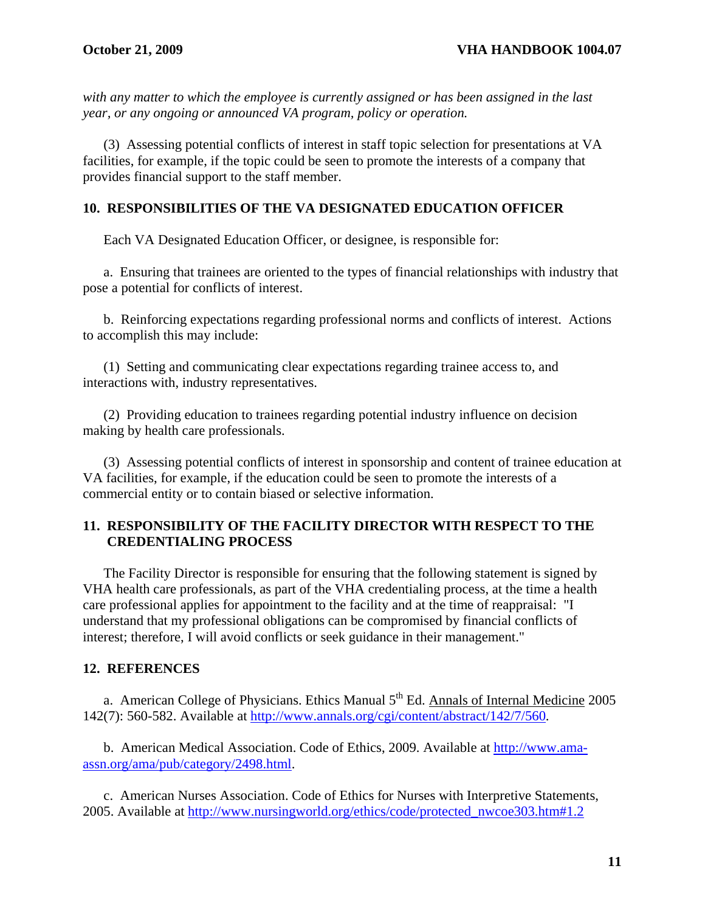*with any matter to which the employee is currently assigned or has been assigned in the last year, or any ongoing or announced VA program, policy or operation.*

(3) Assessing potential conflicts of interest in staff topic selection for presentations at VA facilities, for example, if the topic could be seen to promote the interests of a company that provides financial support to the staff member.

## 10. RESPONSIBILITIES OF THE VA DESIGNATED EDUCATION OFFICER

Each VA Designated Education Officer, or designee, is responsible for:

a. Ensuring that trainees are oriented to the types of financial relationships with industry that pose a potential for conflicts of interest.

b. Reinforcing expectations regarding professional norms and conflicts of interest. Actions to accomplish this may include:

(1) Setting and communicating clear expectations regarding trainee access to, and interactions with, industry representatives.

(2) Providing education to trainees regarding potential industry influence on decision making by health care professionals.

(3) Assessing potential conflicts of interest in sponsorship and content of trainee education at VA facilities, for example, if the education could be seen to promote the interests of a commercial entity or to contain biased or selective information.

## 11. RESPONSIBILITY OF THE FACILITY DIRECTOR WITH RESPECT TO THE CREDENTIALING PROCESS

The Facility Director is responsible for ensuring that the following statement is signed by VHA health care professionals, as part of the VHA credentialing process, at the time a health care professional applies for appointment to the facility and at the time of reappraisal: "I understand that my professional obligations can be compromised by financial conflicts of interest; therefore, I will avoid conflicts or seek guidance in their management."

## 12. REFERENCES

a. American College of Physicians. Ethics Manual 5th Ed. Annals of Internal Medicine 2005 142(7): 560-582. Available at http://www.annals.org/cgi/content/abstract/142/7/560.

b. American Medical Association. Code of Ethics, 2009. Available at http://www.ama-assn.org/ama/pub/category/2498.html.

c. American Nurses Association. Code of Ethics for Nurses with Interpretive Statements, 2005. Available at http://www.nursingworld.org/ethics/code/protected_nwcoe303.htm#1.2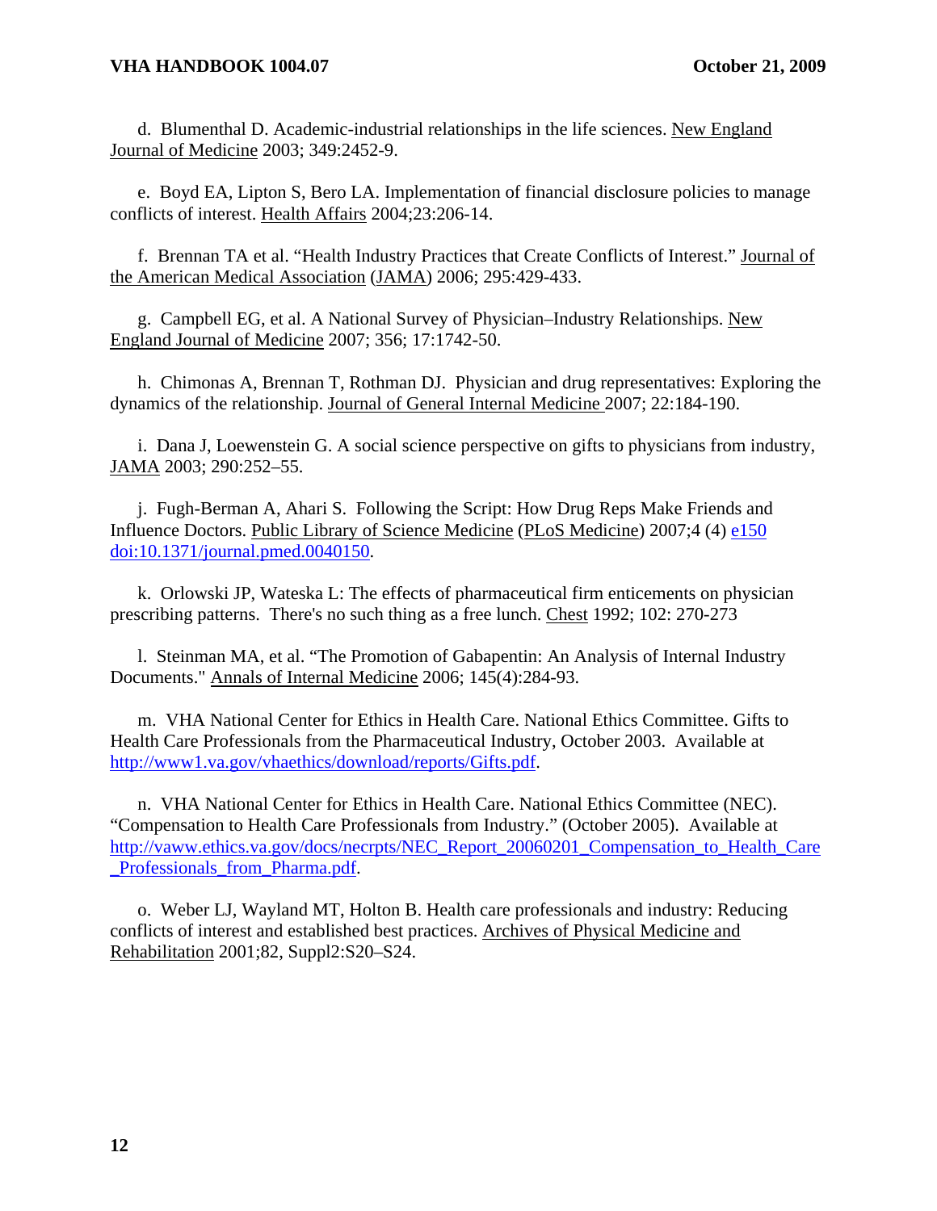d. Blumenthal D. Academic-industrial relationships in the life sciences. New England Journal of Medicine 2003; 349:2452-9.

e. Boyd EA, Lipton S, Bero LA. Implementation of financial disclosure policies to manage conflicts of interest. Health Affairs 2004;23:206-14.

f. Brennan TA et al. "Health Industry Practices that Create Conflicts of Interest." Journal of the American Medical Association (JAMA) 2006; 295:429-433.

g. Campbell EG, et al. A National Survey of Physician–Industry Relationships. New England Journal of Medicine 2007; 356; 17:1742-50.

h. Chimonas A, Brennan T, Rothman DJ. Physician and drug representatives: Exploring the dynamics of the relationship. Journal of General Internal Medicine 2007; 22:184-190.

i. Dana J, Loewenstein G. A social science perspective on gifts to physicians from industry, JAMA 2003; 290:252–55.

j. Fugh-Berman A, Ahari S. Following the Script: How Drug Reps Make Friends and Influence Doctors. Public Library of Science Medicine (PLoS Medicine) 2007;4 (4) e150 doi:10.1371/journal.pmed.0040150.

k. Orlowski JP, Wateska L: The effects of pharmaceutical firm enticements on physician prescribing patterns. There's no such thing as a free lunch. Chest 1992; 102: 270-273

l. Steinman MA, et al. "The Promotion of Gabapentin: An Analysis of Internal Industry Documents." Annals of Internal Medicine 2006; 145(4):284-93.

m. VHA National Center for Ethics in Health Care. National Ethics Committee. Gifts to Health Care Professionals from the Pharmaceutical Industry, October 2003. Available at http://www1.va.gov/vhaethics/download/reports/Gifts.pdf.

n. VHA National Center for Ethics in Health Care. National Ethics Committee (NEC). "Compensation to Health Care Professionals from Industry." (October 2005). Available at http://vaww.ethics.va.gov/docs/necrpts/NEC_Report_20060201_Compensation_to_Health_Care_Professionals_from_Pharma.pdf.

o. Weber LJ, Wayland MT, Holton B. Health care professionals and industry: Reducing conflicts of interest and established best practices. Archives of Physical Medicine and Rehabilitation 2001;82, Suppl2:S20–S24.